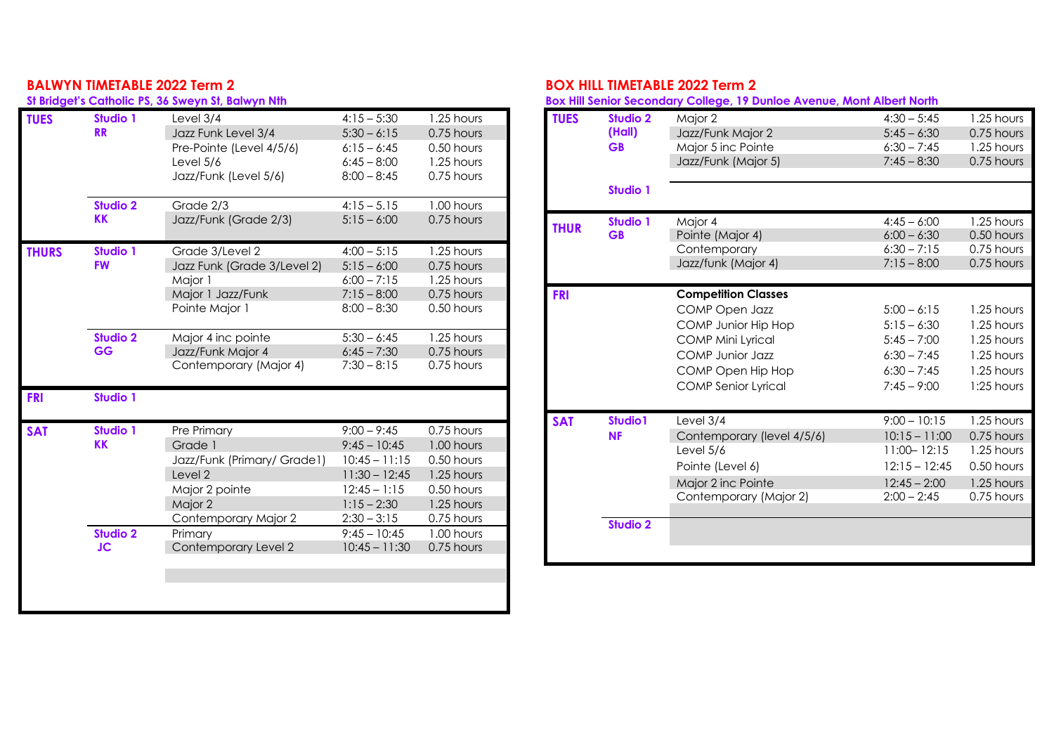## BALWYN TIMETABLE 2022 Term 2

**St Bridget's Catholic PS, 36 Sweyn St, Balwyn Nth**

| Day | Studio | Class | Time | Duration |
|---|---|---|---|---|
| **TUES** | **Studio 1 RR** | Level 3/4 | 4:15 – 5:30 | 1.25 hours |
| | | Jazz Funk Level 3/4 | 5:30 – 6:15 | 0.75 hours |
| | | Pre-Pointe (Level 4/5/6) | 6:15 – 6:45 | 0.50 hours |
| | | Level 5/6 | 6:45 – 8:00 | 1.25 hours |
| | | Jazz/Funk (Level 5/6) | 8:00 – 8:45 | 0.75 hours |
| | **Studio 2 KK** | Grade 2/3 | 4:15 – 5.15 | 1.00 hours |
| | | Jazz/Funk (Grade 2/3) | 5:15 – 6:00 | 0.75 hours |
| **THURS** | **Studio 1 FW** | Grade 3/Level 2 | 4:00 – 5:15 | 1.25 hours |
| | | Jazz Funk (Grade 3/Level 2) | 5:15 – 6:00 | 0.75 hours |
| | | Major 1 | 6:00 – 7:15 | 1.25 hours |
| | | Major 1 Jazz/Funk | 7:15 – 8:00 | 0.75 hours |
| | | Pointe Major 1 | 8:00 – 8:30 | 0.50 hours |
| | **Studio 2 GG** | Major 4 inc pointe | 5:30 – 6:45 | 1.25 hours |
| | | Jazz/Funk Major 4 | 6:45 – 7:30 | 0.75 hours |
| | | Contemporary (Major 4) | 7:30 – 8:15 | 0.75 hours |
| **FRI** | **Studio 1** | | | |
| **SAT** | **Studio 1 KK** | Pre Primary | 9:00 – 9:45 | 0.75 hours |
| | | Grade 1 | 9:45 – 10:45 | 1.00 hours |
| | | Jazz/Funk (Primary/ Grade1) | 10:45 – 11:15 | 0.50 hours |
| | | Level 2 | 11:30 – 12:45 | 1.25 hours |
| | | Major 2 pointe | 12:45 – 1:15 | 0.50 hours |
| | | Major 2 | 1:15 – 2:30 | 1.25 hours |
| | | Contemporary Major 2 | 2:30 – 3:15 | 0.75 hours |
| | **Studio 2 JC** | Primary | 9:45 – 10:45 | 1.00 hours |
| | | Contemporary Level 2 | 10:45 – 11:30 | 0.75 hours |

## BOX HILL TIMETABLE 2022 Term 2

**Box Hill Senior Secondary College, 19 Dunloe Avenue, Mont Albert North**

| Day | Studio | Class | Time | Duration |
|---|---|---|---|---|
| **TUES** | **Studio 2 (Hall) GB** | Major 2 | 4:30 – 5:45 | 1.25 hours |
| | | Jazz/Funk Major 2 | 5:45 – 6:30 | 0.75 hours |
| | | Major 5 inc Pointe | 6:30 – 7:45 | 1.25 hours |
| | | Jazz/Funk (Major 5) | 7:45 – 8:30 | 0.75 hours |
| | **Studio 1** | | | |
| **THUR** | **Studio 1 GB** | Major 4 | 4:45 – 6:00 | 1.25 hours |
| | | Pointe (Major 4) | 6:00 – 6:30 | 0.50 hours |
| | | Contemporary | 6:30 – 7:15 | 0.75 hours |
| | | Jazz/funk (Major 4) | 7:15 – 8:00 | 0.75 hours |
| **FRI** | | **Competition Classes** | | |
| | | COMP Open Jazz | 5:00 – 6:15 | 1.25 hours |
| | | COMP Junior Hip Hop | 5:15 – 6:30 | 1.25 hours |
| | | COMP Mini Lyrical | 5:45 – 7:00 | 1.25 hours |
| | | COMP Junior Jazz | 6:30 – 7:45 | 1.25 hours |
| | | COMP Open Hip Hop | 6:30 – 7:45 | 1.25 hours |
| | | COMP Senior Lyrical | 7:45 – 9:00 | 1:25 hours |
| **SAT** | **Studio1 NF** | Level 3/4 | 9:00 – 10:15 | 1.25 hours |
| | | Contemporary (level 4/5/6) | 10:15 – 11:00 | 0.75 hours |
| | | Level 5/6 | 11:00– 12:15 | 1.25 hours |
| | | Pointe (Level 6) | 12:15 – 12:45 | 0.50 hours |
| | | Major 2 inc Pointe | 12:45 – 2:00 | 1.25 hours |
| | | Contemporary (Major 2) | 2:00 – 2:45 | 0.75 hours |
| | **Studio 2** | | | |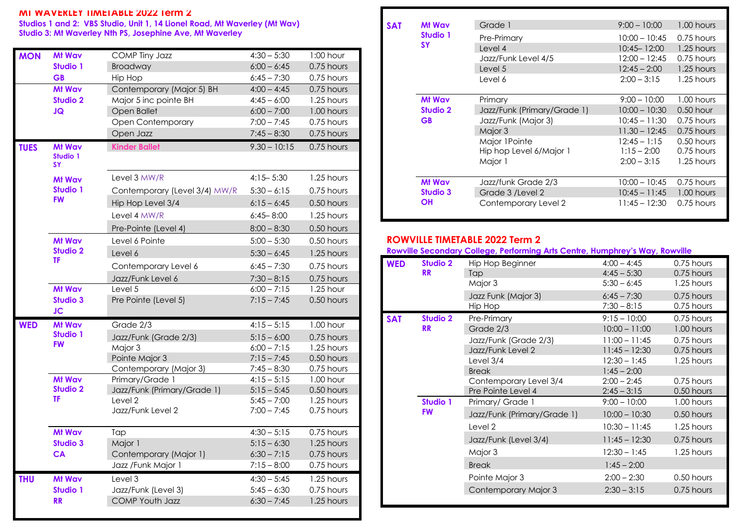# MT WAVERLEY TIMETABLE 2022 Term 2

**Studios 1 and 2: VBS Studio, Unit 1, 14 Lionel Road, Mt Waverley (Mt Wav)**
**Studio 3: Mt Waverley Nth PS, Josephine Ave, Mt Waverley**

| | | | | |
|---|---|---|---|---|
| **MON** | **Mt Wav Studio 1 GB** | COMP Tiny Jazz | 4:30 – 5:30 | 1:00 hour |
| | | Broadway | 6:00 – 6:45 | 0.75 hours |
| | | Hip Hop | 6:45 – 7:30 | 0.75 hours |
| | **Mt Wav Studio 2 JQ** | Contemporary (Major 5) BH | 4:00 – 4:45 | 0.75 hours |
| | | Major 5 inc pointe BH | 4:45 – 6:00 | 1.25 hours |
| | | Open Ballet | 6:00 – 7:00 | 1.00 hours |
| | | Open Contemporary | 7:00 – 7:45 | 0.75 hours |
| | | Open Jazz | 7:45 – 8:30 | 0.75 hours |
| **TUES** | **Mt Wav Studio 1 SY** | Kinder Ballet | 9.30 – 10:15 | 0.75 hours |
| | **Mt Wav Studio 1 FW** | Level 3 MW/R | 4:15– 5:30 | 1.25 hours |
| | | Contemporary (Level 3/4) MW/R | 5:30 – 6:15 | 0.75 hours |
| | | Hip Hop Level 3/4 | 6:15 – 6:45 | 0.50 hours |
| | | Level 4 MW/R | 6:45– 8:00 | 1.25 hours |
| | | Pre-Pointe (Level 4) | 8:00 – 8:30 | 0.50 hours |
| | **Mt Wav Studio 2 TF** | Level 6 Pointe | 5:00 – 5:30 | 0.50 hours |
| | | Level 6 | 5:30 – 6:45 | 1.25 hours |
| | | Contemporary Level 6 | 6:45 – 7:30 | 0.75 hours |
| | | Jazz/Funk Level 6 | 7:30 – 8:15 | 0.75 hours |
| | **Mt Wav Studio 3 JC** | Level 5 | 6:00 – 7:15 | 1.25 hour |
| | | Pre Pointe (Level 5) | 7:15 – 7:45 | 0.50 hours |
| **WED** | **Mt Wav Studio 1 FW** | Grade 2/3 | 4:15 – 5:15 | 1.00 hour |
| | | Jazz/Funk (Grade 2/3) | 5:15 – 6:00 | 0.75 hours |
| | | Major 3 | 6:00 – 7:15 | 1.25 hours |
| | | Pointe Major 3 | 7:15 – 7:45 | 0.50 hours |
| | | Contemporary (Major 3) | 7:45 – 8:30 | 0.75 hours |
| | **Mt Wav Studio 2 TF** | Primary/Grade 1 | 4:15 – 5:15 | 1.00 hour |
| | | Jazz/Funk (Primary/Grade 1) | 5:15 – 5:45 | 0.50 hours |
| | | Level 2 | 5:45 – 7:00 | 1.25 hours |
| | | Jazz/Funk Level 2 | 7:00 – 7:45 | 0.75 hours |
| | **Mt Wav Studio 3 CA** | Tap | 4:30 – 5:15 | 0.75 hours |
| | | Major 1 | 5:15 – 6:30 | 1.25 hours |
| | | Contemporary (Major 1) | 6:30 – 7:15 | 0.75 hours |
| | | Jazz /Funk Major 1 | 7:15 – 8:00 | 0.75 hours |
| **THU** | **Mt Wav Studio 1 RR** | Level 3 | 4:30 – 5:45 | 1.25 hours |
| | | Jazz/Funk (Level 3) | 5:45 – 6:30 | 0.75 hours |
| | | COMP Youth Jazz | 6:30 – 7:45 | 1.25 hours |
| **SAT** | **Mt Wav Studio 1 SY** | Grade 1 | 9:00 – 10:00 | 1.00 hours |
| | | Pre-Primary | 10:00 – 10:45 | 0.75 hours |
| | | Level 4 | 10:45– 12:00 | 1.25 hours |
| | | Jazz/Funk Level 4/5 | 12:00 – 12:45 | 0.75 hours |
| | | Level 5 | 12:45 – 2:00 | 1.25 hours |
| | | Level 6 | 2:00 – 3:15 | 1.25 hours |
| | **Mt Wav Studio 2 GB** | Primary | 9:00 – 10:00 | 1.00 hours |
| | | Jazz/Funk (Primary/Grade 1) | 10:00 – 10:30 | 0.50 hour |
| | | Jazz/Funk (Major 3) | 10:45 – 11:30 | 0.75 hours |
| | | Major 3 | 11.30 – 12:45 | 0.75 hours |
| | | Major 1Pointe | 12:45 – 1:15 | 0.50 hours |
| | | Hip hop Level 6/Major 1 | 1:15 – 2:00 | 0.75 hours |
| | | Major 1 | 2:00 – 3:15 | 1.25 hours |
| | **Mt Wav Studio 3 OH** | Jazz/funk Grade 2/3 | 10:00 – 10:45 | 0.75 hours |
| | | Grade 3 /Level 2 | 10:45 – 11:45 | 1.00 hours |
| | | Contemporary Level 2 | 11:45 – 12:30 | 0.75 hours |

# ROWVILLE TIMETABLE 2022 Term 2

**Rowville Secondary College, Performing Arts Centre, Humphrey's Way, Rowville**

| | | | | |
|---|---|---|---|---|
| **WED** | **Studio 2 RR** | Hip Hop Beginner | 4:00 – 4:45 | 0.75 hours |
| | | Tap | 4:45 – 5:30 | 0.75 hours |
| | | Major 3 | 5:30 – 6:45 | 1.25 hours |
| | | Jazz Funk (Major 3) | 6:45 – 7:30 | 0.75 hours |
| | | Hip Hop | 7:30 – 8:15 | 0.75 hours |
| **SAT** | **Studio 2 RR** | Pre-Primary | 9:15 – 10:00 | 0.75 hours |
| | | Grade 2/3 | 10:00 – 11:00 | 1.00 hours |
| | | Jazz/Funk (Grade 2/3) | 11:00 – 11:45 | 0.75 hours |
| | | Jazz/Funk Level 2 | 11:45 – 12:30 | 0.75 hours |
| | | Level 3/4 | 12:30 – 1:45 | 1.25 hours |
| | | Break | 1:45 – 2:00 | |
| | | Contemporary Level 3/4 | 2:00 – 2:45 | 0.75 hours |
| | | Pre Pointe Level 4 | 2:45 – 3:15 | 0.50 hours |
| | **Studio 1 FW** | Primary/ Grade 1 | 9:00 – 10:00 | 1.00 hours |
| | | Jazz/Funk (Primary/Grade 1) | 10:00 – 10:30 | 0.50 hours |
| | | Level 2 | 10:30 – 11:45 | 1.25 hours |
| | | Jazz/Funk (Level 3/4) | 11:45 – 12:30 | 0.75 hours |
| | | Major 3 | 12:30 – 1:45 | 1.25 hours |
| | | Break | 1:45 – 2:00 | |
| | | Pointe Major 3 | 2:00 – 2:30 | 0.50 hours |
| | | Contemporary Major 3 | 2:30 – 3:15 | 0.75 hours |